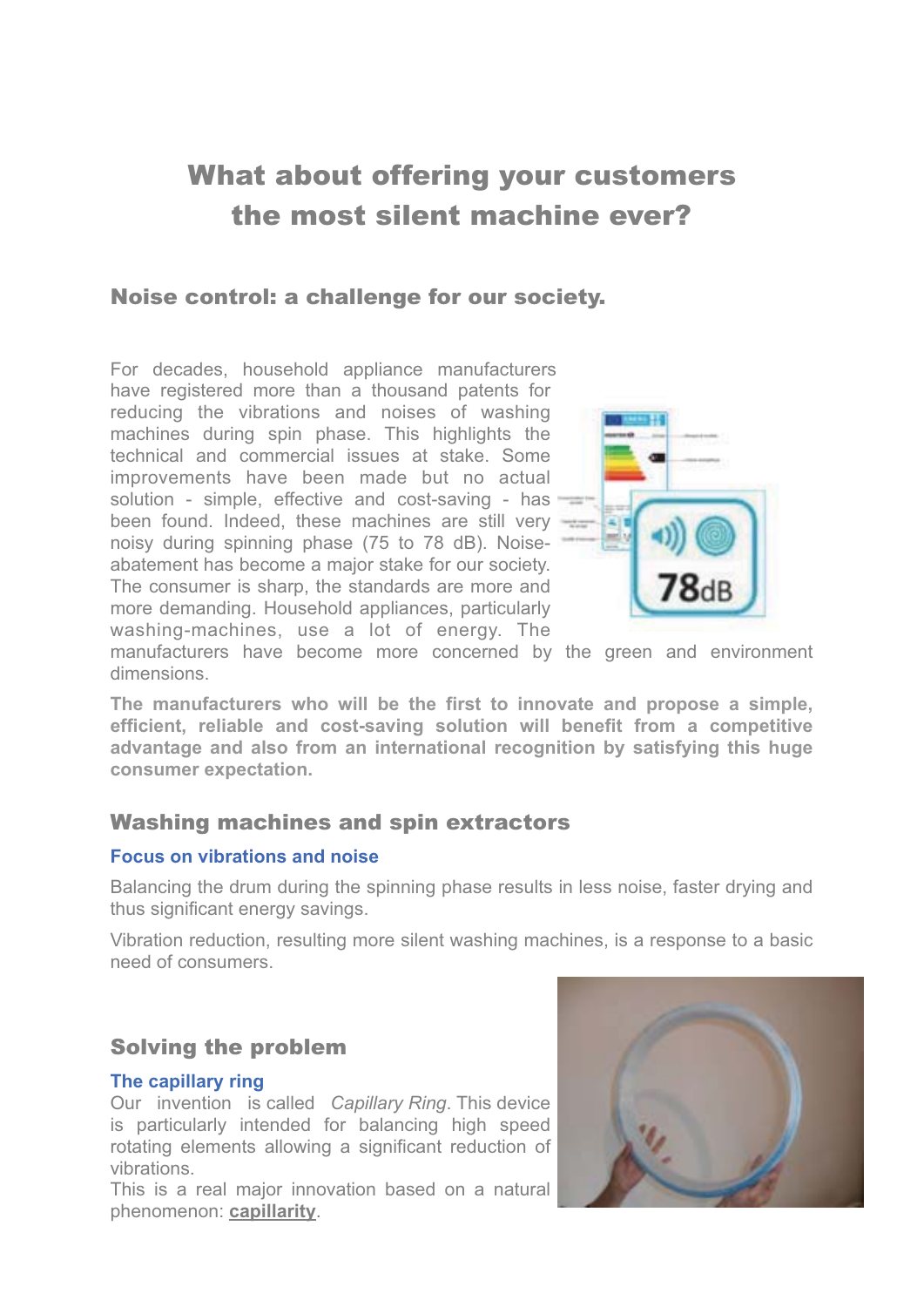# What about offering your customers the most silent machine ever?

## Noise control: a challenge for our society.

For decades, household appliance manufacturers have registered more than a thousand patents for reducing the vibrations and noises of washing machines during spin phase. This highlights the technical and commercial issues at stake. Some improvements have been made but no actual solution - simple, effective and cost-saving - has been found. Indeed, these machines are still very noisy during spinning phase (75 to 78 dB). Noise-abatement has become a major stake for our society. The consumer is sharp, the standards are more and more demanding. Household appliances, particularly washing-machines, use a lot of energy. The manufacturers have become more concerned by the green and environment dimensions.

**The manufacturers who will be the first to innovate and propose a simple, efficient, reliable and cost-saving solution will benefit from a competitive advantage and also from an international recognition by satisfying this huge consumer expectation.**

## Washing machines and spin extractors

### Focus on vibrations and noise

Balancing the drum during the spinning phase results in less noise, faster drying and thus significant energy savings.

Vibration reduction, resulting more silent washing machines, is a response to a basic need of consumers.

## Solving the problem

### The capillary ring

Our invention is called *Capillary Ring*. This device is particularly intended for balancing high speed rotating elements allowing a significant reduction of vibrations.

This is a real major innovation based on a natural phenomenon: **capillarity**.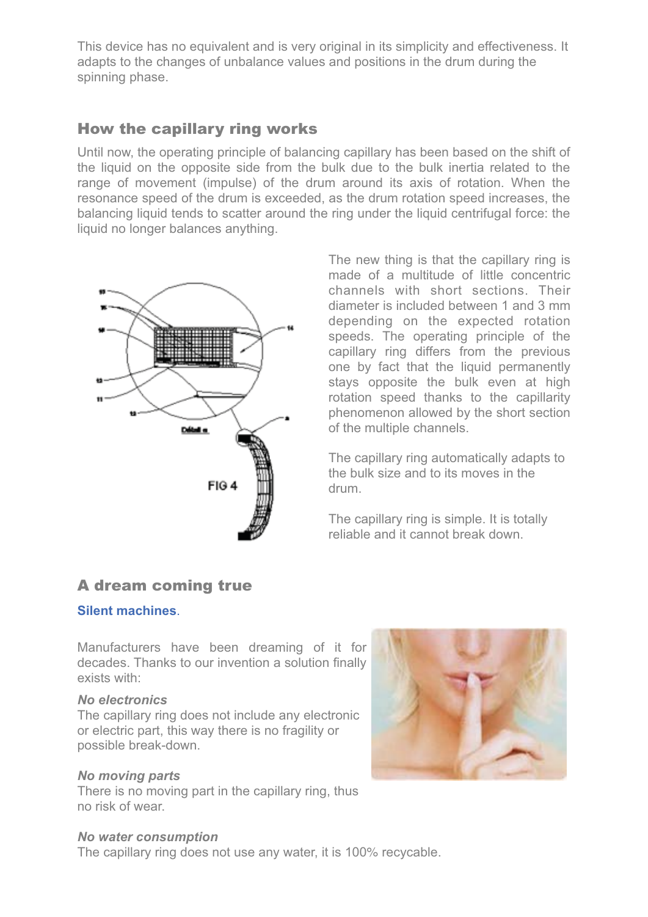This device has no equivalent and is very original in its simplicity and effectiveness. It adapts to the changes of unbalance values and positions in the drum during the spinning phase.

## How the capillary ring works

Until now, the operating principle of balancing capillary has been based on the shift of the liquid on the opposite side from the bulk due to the bulk inertia related to the range of movement (impulse) of the drum around its axis of rotation. When the resonance speed of the drum is exceeded, as the drum rotation speed increases, the balancing liquid tends to scatter around the ring under the liquid centrifugal force: the liquid no longer balances anything.

The new thing is that the capillary ring is made of a multitude of little concentric channels with short sections. Their diameter is included between 1 and 3 mm depending on the expected rotation speeds. The operating principle of the capillary ring differs from the previous one by fact that the liquid permanently stays opposite the bulk even at high rotation speed thanks to the capillarity phenomenon allowed by the short section of the multiple channels.

The capillary ring automatically adapts to the bulk size and to its moves in the drum.

The capillary ring is simple. It is totally reliable and it cannot break down.

FIG 4

## A dream coming true

**Silent machines**.

Manufacturers have been dreaming of it for decades. Thanks to our invention a solution finally exists with:

***No electronics***
The capillary ring does not include any electronic or electric part, this way there is no fragility or possible break-down.

***No moving parts***
There is no moving part in the capillary ring, thus no risk of wear.

***No water consumption***
The capillary ring does not use any water, it is 100% recyclable.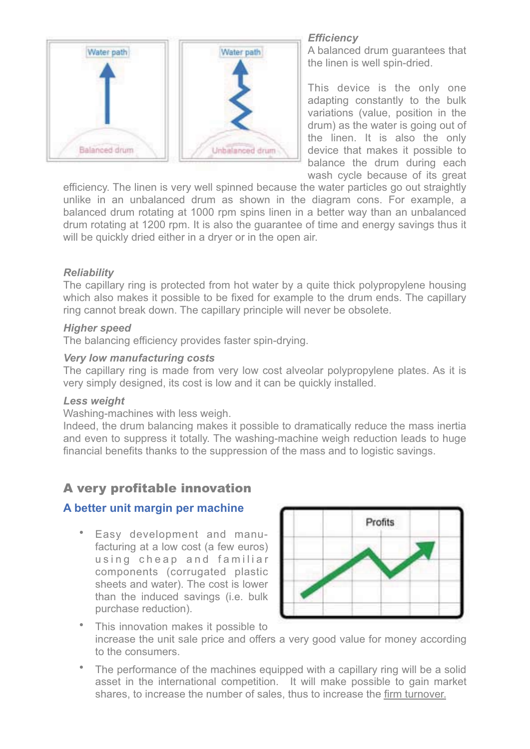*Efficiency*

A balanced drum guarantees that the linen is well spin-dried.

This device is the only one adapting constantly to the bulk variations (value, position in the drum) as the water is going out of the linen. It is also the only device that makes it possible to balance the drum during each wash cycle because of its great efficiency. The linen is very well spinned because the water particles go out straightly unlike in an unbalanced drum as shown in the diagram cons. For example, a balanced drum rotating at 1000 rpm spins linen in a better way than an unbalanced drum rotating at 1200 rpm. It is also the guarantee of time and energy savings thus it will be quickly dried either in a dryer or in the open air.

*Reliability*

The capillary ring is protected from hot water by a quite thick polypropylene housing which also makes it possible to be fixed for example to the drum ends. The capillary ring cannot break down. The capillary principle will never be obsolete.

*Higher speed*

The balancing efficiency provides faster spin-drying.

*Very low manufacturing costs*

The capillary ring is made from very low cost alveolar polypropylene plates. As it is very simply designed, its cost is low and it can be quickly installed.

*Less weight*

Washing-machines with less weigh.

Indeed, the drum balancing makes it possible to dramatically reduce the mass inertia and even to suppress it totally. The washing-machine weigh reduction leads to huge financial benefits thanks to the suppression of the mass and to logistic savings.

## A very profitable innovation

### A better unit margin per machine

- Easy development and manufacturing at a low cost (a few euros) using cheap and familiar components (corrugated plastic sheets and water). The cost is lower than the induced savings (i.e. bulk purchase reduction).
- This innovation makes it possible to increase the unit sale price and offers a very good value for money according to the consumers.
- The performance of the machines equipped with a capillary ring will be a solid asset in the international competition. It will make possible to gain market shares, to increase the number of sales, thus to increase the firm turnover.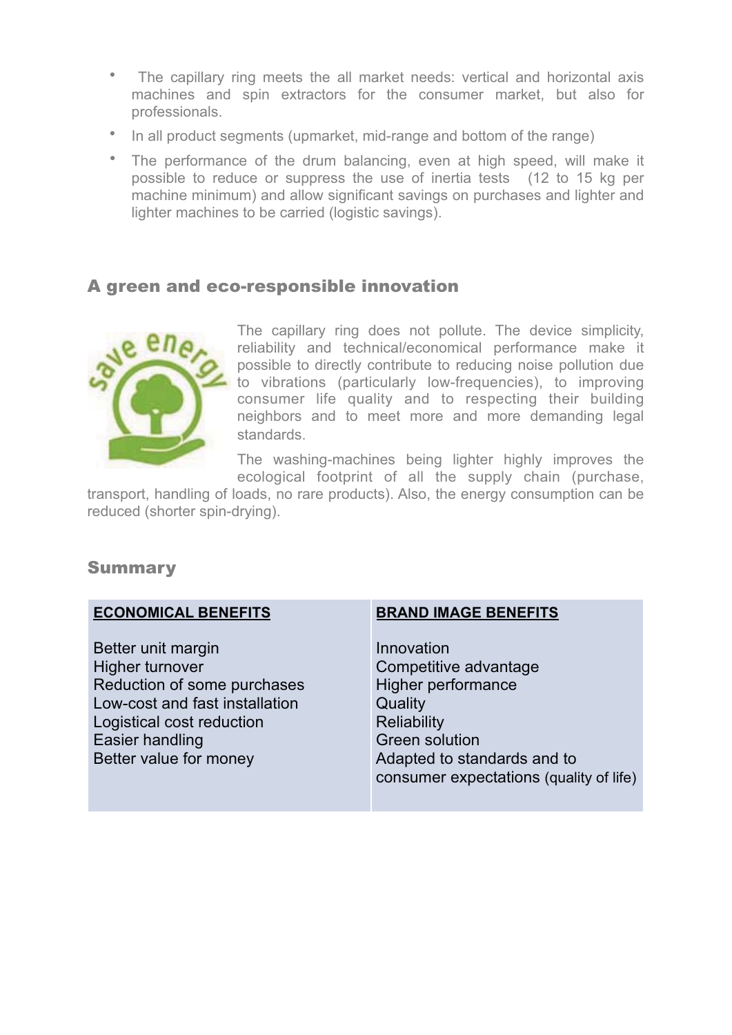- The capillary ring meets the all market needs: vertical and horizontal axis machines and spin extractors for the consumer market, but also for professionals.
- In all product segments (upmarket, mid-range and bottom of the range)
- The performance of the drum balancing, even at high speed, will make it possible to reduce or suppress the use of inertia tests (12 to 15 kg per machine minimum) and allow significant savings on purchases and lighter and lighter machines to be carried (logistic savings).

## A green and eco-responsible innovation

The capillary ring does not pollute. The device simplicity, reliability and technical/economical performance make it possible to directly contribute to reducing noise pollution due to vibrations (particularly low-frequencies), to improving consumer life quality and to respecting their building neighbors and to meet more and more demanding legal standards.

The washing-machines being lighter highly improves the ecological footprint of all the supply chain (purchase, transport, handling of loads, no rare products). Also, the energy consumption can be reduced (shorter spin-drying).

## Summary

| **ECONOMICAL BENEFITS** | **BRAND IMAGE BENEFITS** |
|---|---|
| Better unit margin<br>Higher turnover<br>Reduction of some purchases<br>Low-cost and fast installation<br>Logistical cost reduction<br>Easier handling<br>Better value for money | Innovation<br>Competitive advantage<br>Higher performance<br>Quality<br>Reliability<br>Green solution<br>Adapted to standards and to consumer expectations (quality of life) |